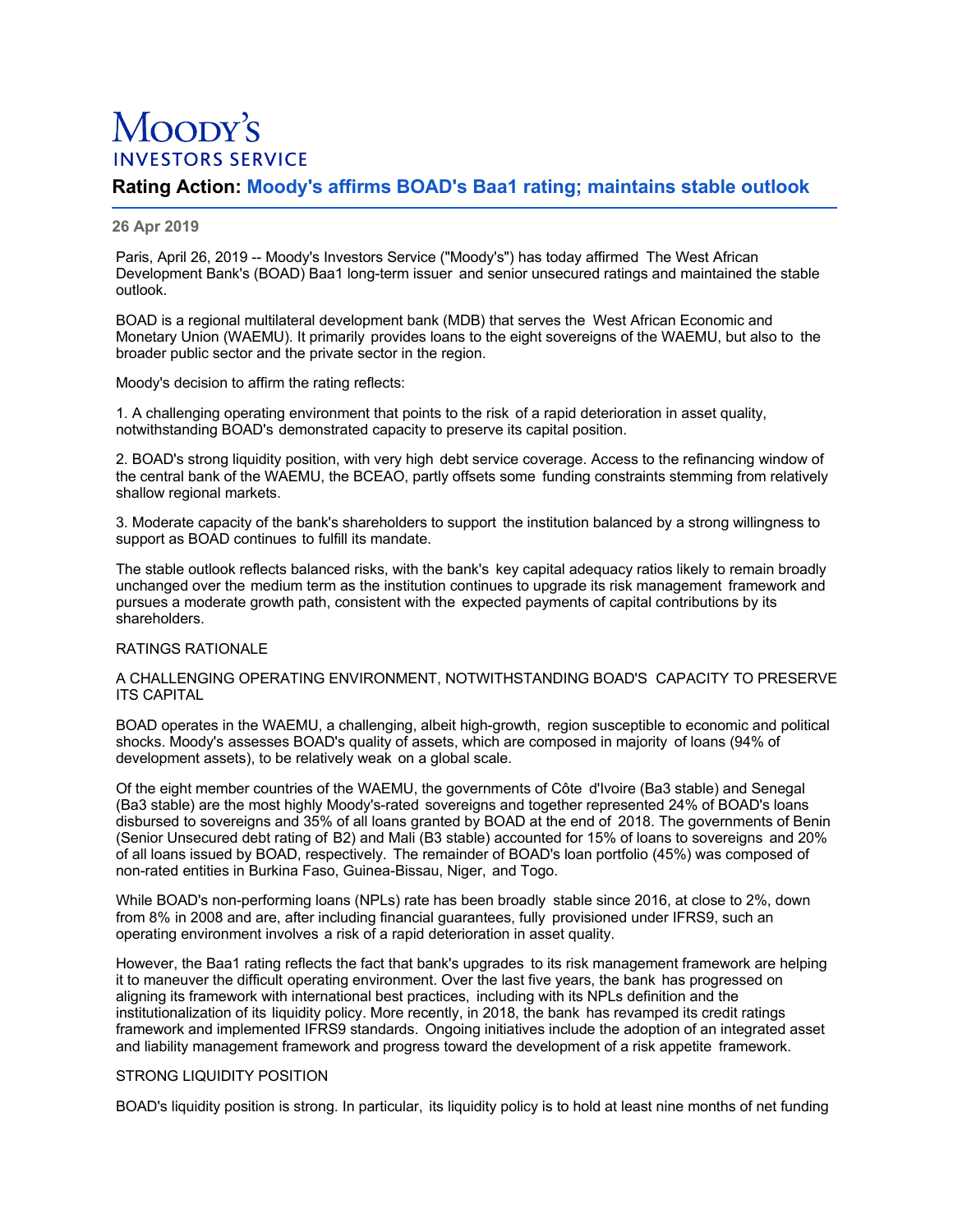# Moody's INVESTORS SERVICE

## Rating Action: Moody's affirms BOAD's Baa1 rating; maintains stable outlook

**26 Apr 2019**

Paris, April 26, 2019 -- Moody's Investors Service ("Moody's") has today affirmed The West African Development Bank's (BOAD) Baa1 long-term issuer and senior unsecured ratings and maintained the stable outlook.

BOAD is a regional multilateral development bank (MDB) that serves the West African Economic and Monetary Union (WAEMU). It primarily provides loans to the eight sovereigns of the WAEMU, but also to the broader public sector and the private sector in the region.

Moody's decision to affirm the rating reflects:

1. A challenging operating environment that points to the risk of a rapid deterioration in asset quality, notwithstanding BOAD's demonstrated capacity to preserve its capital position.

2. BOAD's strong liquidity position, with very high debt service coverage. Access to the refinancing window of the central bank of the WAEMU, the BCEAO, partly offsets some funding constraints stemming from relatively shallow regional markets.

3. Moderate capacity of the bank's shareholders to support the institution balanced by a strong willingness to support as BOAD continues to fulfill its mandate.

The stable outlook reflects balanced risks, with the bank's key capital adequacy ratios likely to remain broadly unchanged over the medium term as the institution continues to upgrade its risk management framework and pursues a moderate growth path, consistent with the expected payments of capital contributions by its shareholders.

RATINGS RATIONALE

A CHALLENGING OPERATING ENVIRONMENT, NOTWITHSTANDING BOAD'S CAPACITY TO PRESERVE ITS CAPITAL

BOAD operates in the WAEMU, a challenging, albeit high-growth, region susceptible to economic and political shocks. Moody's assesses BOAD's quality of assets, which are composed in majority of loans (94% of development assets), to be relatively weak on a global scale.

Of the eight member countries of the WAEMU, the governments of Côte d'Ivoire (Ba3 stable) and Senegal (Ba3 stable) are the most highly Moody's-rated sovereigns and together represented 24% of BOAD's loans disbursed to sovereigns and 35% of all loans granted by BOAD at the end of 2018. The governments of Benin (Senior Unsecured debt rating of B2) and Mali (B3 stable) accounted for 15% of loans to sovereigns and 20% of all loans issued by BOAD, respectively. The remainder of BOAD's loan portfolio (45%) was composed of non-rated entities in Burkina Faso, Guinea-Bissau, Niger, and Togo.

While BOAD's non-performing loans (NPLs) rate has been broadly stable since 2016, at close to 2%, down from 8% in 2008 and are, after including financial guarantees, fully provisioned under IFRS9, such an operating environment involves a risk of a rapid deterioration in asset quality.

However, the Baa1 rating reflects the fact that bank's upgrades to its risk management framework are helping it to maneuver the difficult operating environment. Over the last five years, the bank has progressed on aligning its framework with international best practices, including with its NPLs definition and the institutionalization of its liquidity policy. More recently, in 2018, the bank has revamped its credit ratings framework and implemented IFRS9 standards. Ongoing initiatives include the adoption of an integrated asset and liability management framework and progress toward the development of a risk appetite framework.

STRONG LIQUIDITY POSITION

BOAD's liquidity position is strong. In particular, its liquidity policy is to hold at least nine months of net funding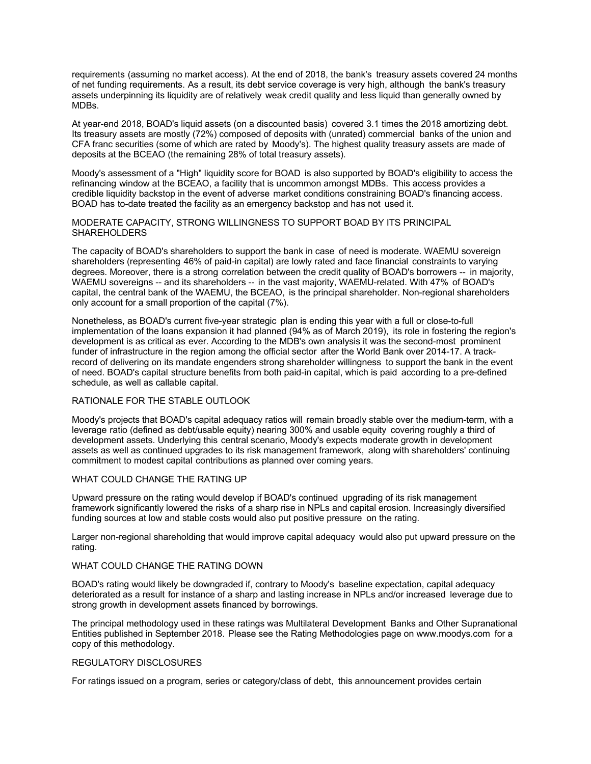requirements (assuming no market access). At the end of 2018, the bank's treasury assets covered 24 months of net funding requirements. As a result, its debt service coverage is very high, although the bank's treasury assets underpinning its liquidity are of relatively weak credit quality and less liquid than generally owned by MDBs.

At year-end 2018, BOAD's liquid assets (on a discounted basis) covered 3.1 times the 2018 amortizing debt. Its treasury assets are mostly (72%) composed of deposits with (unrated) commercial banks of the union and CFA franc securities (some of which are rated by Moody's). The highest quality treasury assets are made of deposits at the BCEAO (the remaining 28% of total treasury assets).

Moody's assessment of a "High" liquidity score for BOAD is also supported by BOAD's eligibility to access the refinancing window at the BCEAO, a facility that is uncommon amongst MDBs. This access provides a credible liquidity backstop in the event of adverse market conditions constraining BOAD's financing access. BOAD has to-date treated the facility as an emergency backstop and has not used it.

## MODERATE CAPACITY, STRONG WILLINGNESS TO SUPPORT BOAD BY ITS PRINCIPAL SHAREHOLDERS

The capacity of BOAD's shareholders to support the bank in case of need is moderate. WAEMU sovereign shareholders (representing 46% of paid-in capital) are lowly rated and face financial constraints to varying degrees. Moreover, there is a strong correlation between the credit quality of BOAD's borrowers -- in majority, WAEMU sovereigns -- and its shareholders -- in the vast majority, WAEMU-related. With 47% of BOAD's capital, the central bank of the WAEMU, the BCEAO, is the principal shareholder. Non-regional shareholders only account for a small proportion of the capital (7%).

Nonetheless, as BOAD's current five-year strategic plan is ending this year with a full or close-to-full implementation of the loans expansion it had planned (94% as of March 2019), its role in fostering the region's development is as critical as ever. According to the MDB's own analysis it was the second-most prominent funder of infrastructure in the region among the official sector after the World Bank over 2014-17. A track-record of delivering on its mandate engenders strong shareholder willingness to support the bank in the event of need. BOAD's capital structure benefits from both paid-in capital, which is paid according to a pre-defined schedule, as well as callable capital.

## RATIONALE FOR THE STABLE OUTLOOK

Moody's projects that BOAD's capital adequacy ratios will remain broadly stable over the medium-term, with a leverage ratio (defined as debt/usable equity) nearing 300% and usable equity covering roughly a third of development assets. Underlying this central scenario, Moody's expects moderate growth in development assets as well as continued upgrades to its risk management framework, along with shareholders' continuing commitment to modest capital contributions as planned over coming years.

## WHAT COULD CHANGE THE RATING UP

Upward pressure on the rating would develop if BOAD's continued upgrading of its risk management framework significantly lowered the risks of a sharp rise in NPLs and capital erosion. Increasingly diversified funding sources at low and stable costs would also put positive pressure on the rating.

Larger non-regional shareholding that would improve capital adequacy would also put upward pressure on the rating.

## WHAT COULD CHANGE THE RATING DOWN

BOAD's rating would likely be downgraded if, contrary to Moody's baseline expectation, capital adequacy deteriorated as a result for instance of a sharp and lasting increase in NPLs and/or increased leverage due to strong growth in development assets financed by borrowings.

The principal methodology used in these ratings was Multilateral Development Banks and Other Supranational Entities published in September 2018. Please see the Rating Methodologies page on www.moodys.com for a copy of this methodology.

## REGULATORY DISCLOSURES

For ratings issued on a program, series or category/class of debt, this announcement provides certain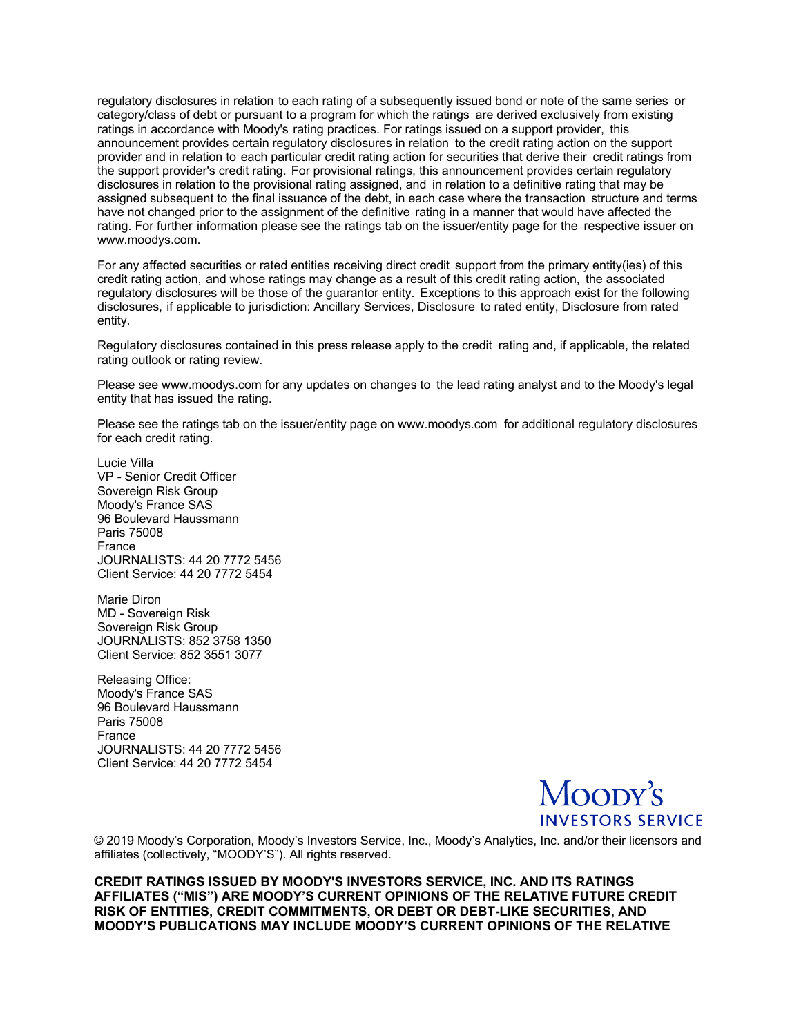regulatory disclosures in relation to each rating of a subsequently issued bond or note of the same series or category/class of debt or pursuant to a program for which the ratings are derived exclusively from existing ratings in accordance with Moody's rating practices. For ratings issued on a support provider, this announcement provides certain regulatory disclosures in relation to the credit rating action on the support provider and in relation to each particular credit rating action for securities that derive their credit ratings from the support provider's credit rating. For provisional ratings, this announcement provides certain regulatory disclosures in relation to the provisional rating assigned, and in relation to a definitive rating that may be assigned subsequent to the final issuance of the debt, in each case where the transaction structure and terms have not changed prior to the assignment of the definitive rating in a manner that would have affected the rating. For further information please see the ratings tab on the issuer/entity page for the respective issuer on www.moodys.com.

For any affected securities or rated entities receiving direct credit support from the primary entity(ies) of this credit rating action, and whose ratings may change as a result of this credit rating action, the associated regulatory disclosures will be those of the guarantor entity. Exceptions to this approach exist for the following disclosures, if applicable to jurisdiction: Ancillary Services, Disclosure to rated entity, Disclosure from rated entity.

Regulatory disclosures contained in this press release apply to the credit rating and, if applicable, the related rating outlook or rating review.

Please see www.moodys.com for any updates on changes to the lead rating analyst and to the Moody's legal entity that has issued the rating.

Please see the ratings tab on the issuer/entity page on www.moodys.com for additional regulatory disclosures for each credit rating.

Lucie Villa
VP - Senior Credit Officer
Sovereign Risk Group
Moody's France SAS
96 Boulevard Haussmann
Paris 75008
France
JOURNALISTS: 44 20 7772 5456
Client Service: 44 20 7772 5454

Marie Diron
MD - Sovereign Risk
Sovereign Risk Group
JOURNALISTS: 852 3758 1350
Client Service: 852 3551 3077

Releasing Office:
Moody's France SAS
96 Boulevard Haussmann
Paris 75008
France
JOURNALISTS: 44 20 7772 5456
Client Service: 44 20 7772 5454

MOODY'S
INVESTORS SERVICE

© 2019 Moody's Corporation, Moody's Investors Service, Inc., Moody's Analytics, Inc. and/or their licensors and affiliates (collectively, "MOODY'S"). All rights reserved.

**CREDIT RATINGS ISSUED BY MOODY'S INVESTORS SERVICE, INC. AND ITS RATINGS AFFILIATES ("MIS") ARE MOODY'S CURRENT OPINIONS OF THE RELATIVE FUTURE CREDIT RISK OF ENTITIES, CREDIT COMMITMENTS, OR DEBT OR DEBT-LIKE SECURITIES, AND MOODY'S PUBLICATIONS MAY INCLUDE MOODY'S CURRENT OPINIONS OF THE RELATIVE**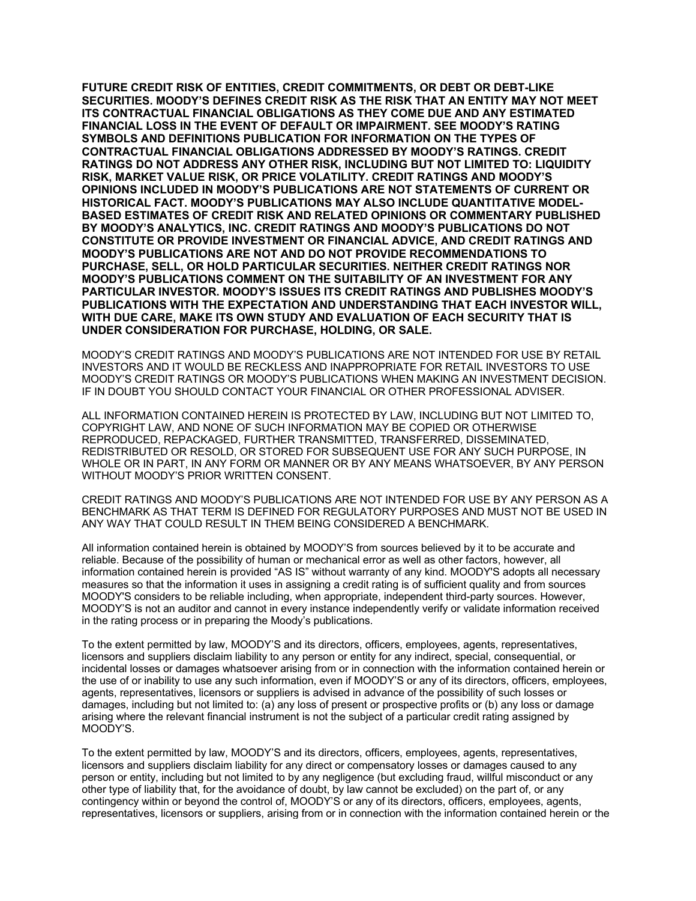**FUTURE CREDIT RISK OF ENTITIES, CREDIT COMMITMENTS, OR DEBT OR DEBT-LIKE SECURITIES. MOODY'S DEFINES CREDIT RISK AS THE RISK THAT AN ENTITY MAY NOT MEET ITS CONTRACTUAL FINANCIAL OBLIGATIONS AS THEY COME DUE AND ANY ESTIMATED FINANCIAL LOSS IN THE EVENT OF DEFAULT OR IMPAIRMENT. SEE MOODY'S RATING SYMBOLS AND DEFINITIONS PUBLICATION FOR INFORMATION ON THE TYPES OF CONTRACTUAL FINANCIAL OBLIGATIONS ADDRESSED BY MOODY'S RATINGS. CREDIT RATINGS DO NOT ADDRESS ANY OTHER RISK, INCLUDING BUT NOT LIMITED TO: LIQUIDITY RISK, MARKET VALUE RISK, OR PRICE VOLATILITY. CREDIT RATINGS AND MOODY'S OPINIONS INCLUDED IN MOODY'S PUBLICATIONS ARE NOT STATEMENTS OF CURRENT OR HISTORICAL FACT. MOODY'S PUBLICATIONS MAY ALSO INCLUDE QUANTITATIVE MODEL-BASED ESTIMATES OF CREDIT RISK AND RELATED OPINIONS OR COMMENTARY PUBLISHED BY MOODY'S ANALYTICS, INC. CREDIT RATINGS AND MOODY'S PUBLICATIONS DO NOT CONSTITUTE OR PROVIDE INVESTMENT OR FINANCIAL ADVICE, AND CREDIT RATINGS AND MOODY'S PUBLICATIONS ARE NOT AND DO NOT PROVIDE RECOMMENDATIONS TO PURCHASE, SELL, OR HOLD PARTICULAR SECURITIES. NEITHER CREDIT RATINGS NOR MOODY'S PUBLICATIONS COMMENT ON THE SUITABILITY OF AN INVESTMENT FOR ANY PARTICULAR INVESTOR. MOODY'S ISSUES ITS CREDIT RATINGS AND PUBLISHES MOODY'S PUBLICATIONS WITH THE EXPECTATION AND UNDERSTANDING THAT EACH INVESTOR WILL, WITH DUE CARE, MAKE ITS OWN STUDY AND EVALUATION OF EACH SECURITY THAT IS UNDER CONSIDERATION FOR PURCHASE, HOLDING, OR SALE.**

MOODY'S CREDIT RATINGS AND MOODY'S PUBLICATIONS ARE NOT INTENDED FOR USE BY RETAIL INVESTORS AND IT WOULD BE RECKLESS AND INAPPROPRIATE FOR RETAIL INVESTORS TO USE MOODY'S CREDIT RATINGS OR MOODY'S PUBLICATIONS WHEN MAKING AN INVESTMENT DECISION. IF IN DOUBT YOU SHOULD CONTACT YOUR FINANCIAL OR OTHER PROFESSIONAL ADVISER.

ALL INFORMATION CONTAINED HEREIN IS PROTECTED BY LAW, INCLUDING BUT NOT LIMITED TO, COPYRIGHT LAW, AND NONE OF SUCH INFORMATION MAY BE COPIED OR OTHERWISE REPRODUCED, REPACKAGED, FURTHER TRANSMITTED, TRANSFERRED, DISSEMINATED, REDISTRIBUTED OR RESOLD, OR STORED FOR SUBSEQUENT USE FOR ANY SUCH PURPOSE, IN WHOLE OR IN PART, IN ANY FORM OR MANNER OR BY ANY MEANS WHATSOEVER, BY ANY PERSON WITHOUT MOODY'S PRIOR WRITTEN CONSENT.

CREDIT RATINGS AND MOODY'S PUBLICATIONS ARE NOT INTENDED FOR USE BY ANY PERSON AS A BENCHMARK AS THAT TERM IS DEFINED FOR REGULATORY PURPOSES AND MUST NOT BE USED IN ANY WAY THAT COULD RESULT IN THEM BEING CONSIDERED A BENCHMARK.

All information contained herein is obtained by MOODY'S from sources believed by it to be accurate and reliable. Because of the possibility of human or mechanical error as well as other factors, however, all information contained herein is provided "AS IS" without warranty of any kind. MOODY'S adopts all necessary measures so that the information it uses in assigning a credit rating is of sufficient quality and from sources MOODY'S considers to be reliable including, when appropriate, independent third-party sources. However, MOODY'S is not an auditor and cannot in every instance independently verify or validate information received in the rating process or in preparing the Moody's publications.

To the extent permitted by law, MOODY'S and its directors, officers, employees, agents, representatives, licensors and suppliers disclaim liability to any person or entity for any indirect, special, consequential, or incidental losses or damages whatsoever arising from or in connection with the information contained herein or the use of or inability to use any such information, even if MOODY'S or any of its directors, officers, employees, agents, representatives, licensors or suppliers is advised in advance of the possibility of such losses or damages, including but not limited to: (a) any loss of present or prospective profits or (b) any loss or damage arising where the relevant financial instrument is not the subject of a particular credit rating assigned by MOODY'S.

To the extent permitted by law, MOODY'S and its directors, officers, employees, agents, representatives, licensors and suppliers disclaim liability for any direct or compensatory losses or damages caused to any person or entity, including but not limited to by any negligence (but excluding fraud, willful misconduct or any other type of liability that, for the avoidance of doubt, by law cannot be excluded) on the part of, or any contingency within or beyond the control of, MOODY'S or any of its directors, officers, employees, agents, representatives, licensors or suppliers, arising from or in connection with the information contained herein or the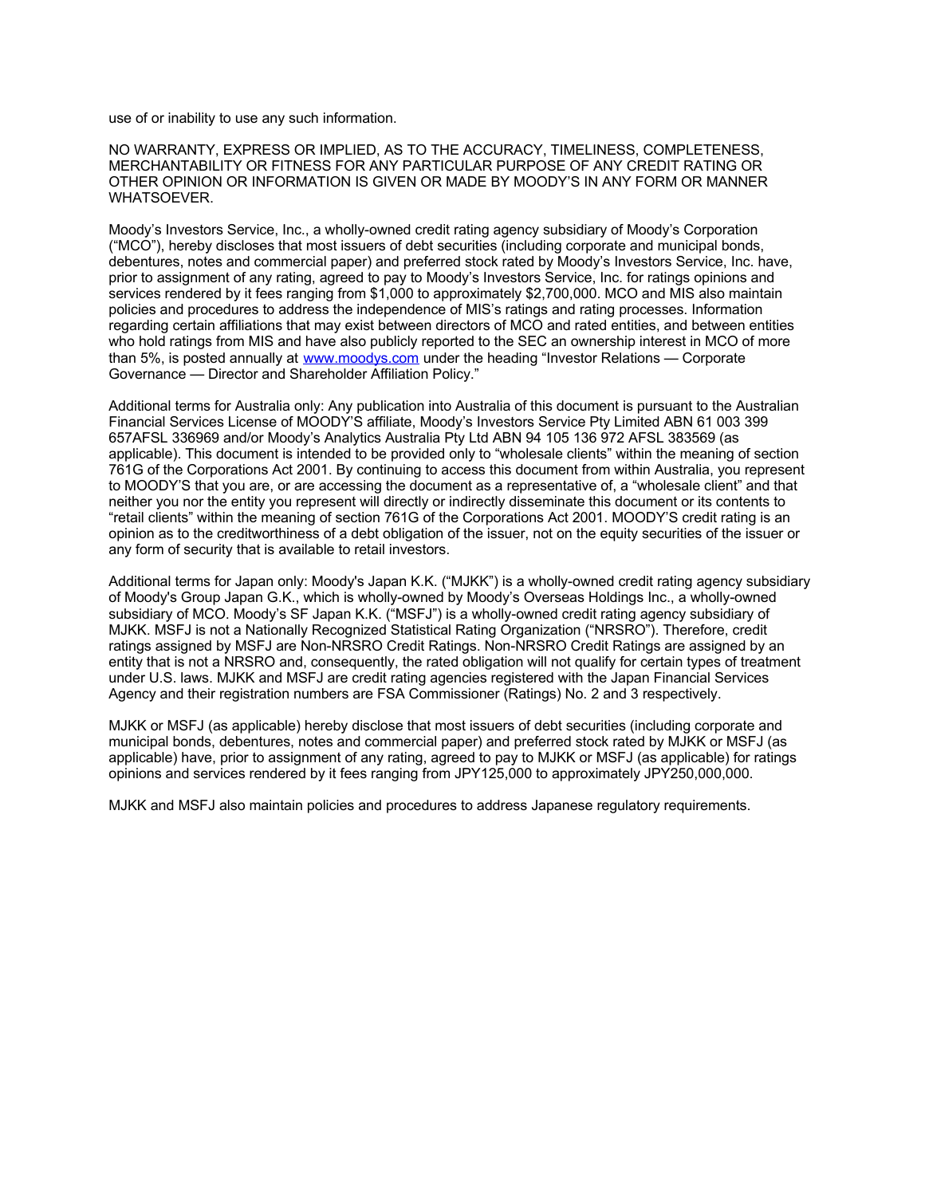use of or inability to use any such information.

NO WARRANTY, EXPRESS OR IMPLIED, AS TO THE ACCURACY, TIMELINESS, COMPLETENESS, MERCHANTABILITY OR FITNESS FOR ANY PARTICULAR PURPOSE OF ANY CREDIT RATING OR OTHER OPINION OR INFORMATION IS GIVEN OR MADE BY MOODY'S IN ANY FORM OR MANNER WHATSOEVER.

Moody's Investors Service, Inc., a wholly-owned credit rating agency subsidiary of Moody's Corporation ("MCO"), hereby discloses that most issuers of debt securities (including corporate and municipal bonds, debentures, notes and commercial paper) and preferred stock rated by Moody's Investors Service, Inc. have, prior to assignment of any rating, agreed to pay to Moody's Investors Service, Inc. for ratings opinions and services rendered by it fees ranging from $1,000 to approximately $2,700,000. MCO and MIS also maintain policies and procedures to address the independence of MIS's ratings and rating processes. Information regarding certain affiliations that may exist between directors of MCO and rated entities, and between entities who hold ratings from MIS and have also publicly reported to the SEC an ownership interest in MCO of more than 5%, is posted annually at [www.moodys.com](http://www.moodys.com) under the heading "Investor Relations — Corporate Governance — Director and Shareholder Affiliation Policy."

Additional terms for Australia only: Any publication into Australia of this document is pursuant to the Australian Financial Services License of MOODY'S affiliate, Moody's Investors Service Pty Limited ABN 61 003 399 657AFSL 336969 and/or Moody's Analytics Australia Pty Ltd ABN 94 105 136 972 AFSL 383569 (as applicable). This document is intended to be provided only to "wholesale clients" within the meaning of section 761G of the Corporations Act 2001. By continuing to access this document from within Australia, you represent to MOODY'S that you are, or are accessing the document as a representative of, a "wholesale client" and that neither you nor the entity you represent will directly or indirectly disseminate this document or its contents to "retail clients" within the meaning of section 761G of the Corporations Act 2001. MOODY'S credit rating is an opinion as to the creditworthiness of a debt obligation of the issuer, not on the equity securities of the issuer or any form of security that is available to retail investors.

Additional terms for Japan only: Moody's Japan K.K. ("MJKK") is a wholly-owned credit rating agency subsidiary of Moody's Group Japan G.K., which is wholly-owned by Moody's Overseas Holdings Inc., a wholly-owned subsidiary of MCO. Moody's SF Japan K.K. ("MSFJ") is a wholly-owned credit rating agency subsidiary of MJKK. MSFJ is not a Nationally Recognized Statistical Rating Organization ("NRSRO"). Therefore, credit ratings assigned by MSFJ are Non-NRSRO Credit Ratings. Non-NRSRO Credit Ratings are assigned by an entity that is not a NRSRO and, consequently, the rated obligation will not qualify for certain types of treatment under U.S. laws. MJKK and MSFJ are credit rating agencies registered with the Japan Financial Services Agency and their registration numbers are FSA Commissioner (Ratings) No. 2 and 3 respectively.

MJKK or MSFJ (as applicable) hereby disclose that most issuers of debt securities (including corporate and municipal bonds, debentures, notes and commercial paper) and preferred stock rated by MJKK or MSFJ (as applicable) have, prior to assignment of any rating, agreed to pay to MJKK or MSFJ (as applicable) for ratings opinions and services rendered by it fees ranging from JPY125,000 to approximately JPY250,000,000.

MJKK and MSFJ also maintain policies and procedures to address Japanese regulatory requirements.